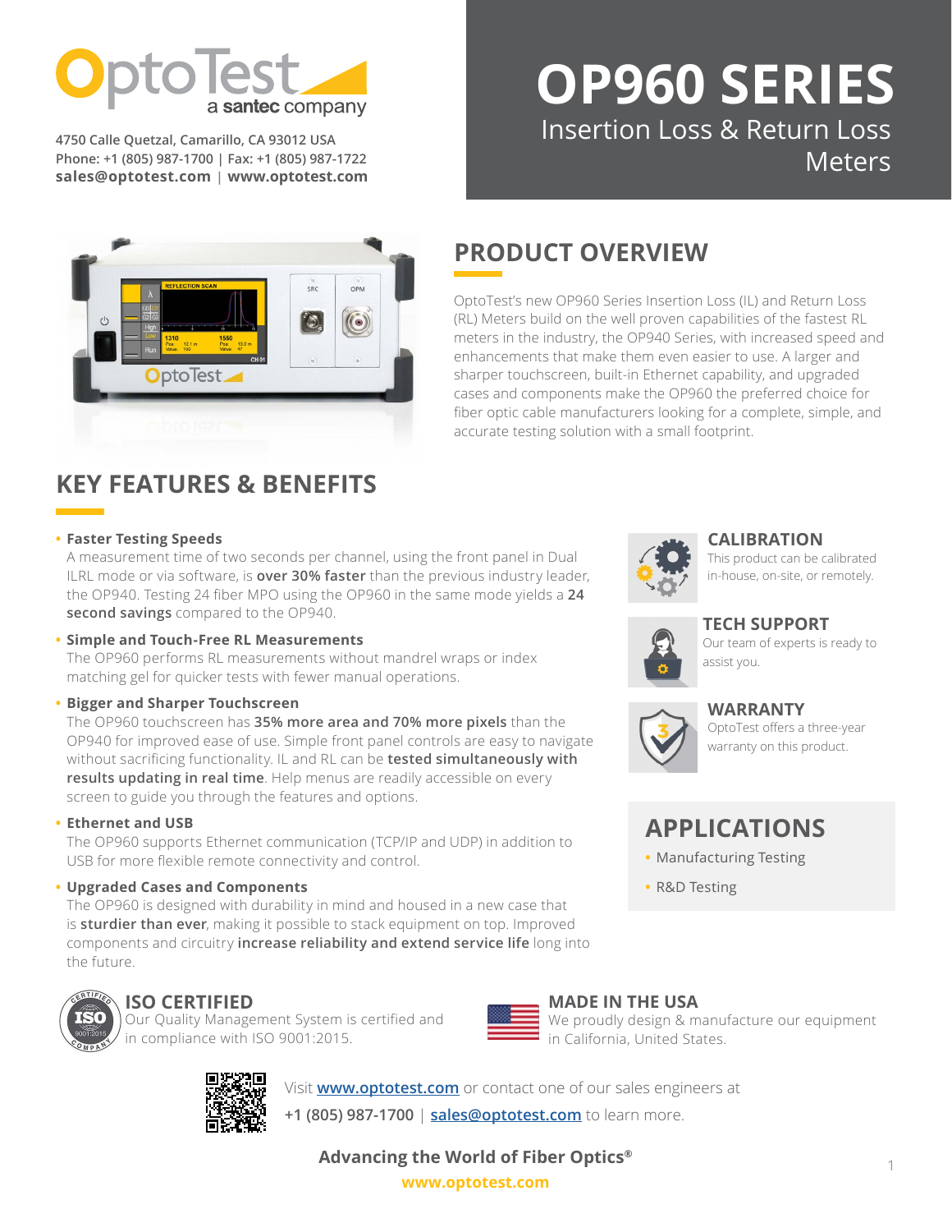OptoTest a santec company

4750 Calle Quetzal, Camarillo, CA 93012 USA
Phone: +1 (805) 987-1700 | Fax: +1 (805) 987-1722
**sales@optotest.com** | **www.optotest.com**

# OP960 SERIES

Insertion Loss & Return Loss Meters

## PRODUCT OVERVIEW

OptoTest's new OP960 Series Insertion Loss (IL) and Return Loss (RL) Meters build on the well proven capabilities of the fastest RL meters in the industry, the OP940 Series, with increased speed and enhancements that make them even easier to use. A larger and sharper touchscreen, built-in Ethernet capability, and upgraded cases and components make the OP960 the preferred choice for fiber optic cable manufacturers looking for a complete, simple, and accurate testing solution with a small footprint.

## KEY FEATURES & BENEFITS

- **Faster Testing Speeds**
  A measurement time of two seconds per channel, using the front panel in Dual ILRL mode or via software, is **over 30% faster** than the previous industry leader, the OP940. Testing 24 fiber MPO using the OP960 in the same mode yields a **24 second savings** compared to the OP940.
- **Simple and Touch-Free RL Measurements**
  The OP960 performs RL measurements without mandrel wraps or index matching gel for quicker tests with fewer manual operations.
- **Bigger and Sharper Touchscreen**
  The OP960 touchscreen has **35% more area and 70% more pixels** than the OP940 for improved ease of use. Simple front panel controls are easy to navigate without sacrificing functionality. IL and RL can be **tested simultaneously with results updating in real time**. Help menus are readily accessible on every screen to guide you through the features and options.
- **Ethernet and USB**
  The OP960 supports Ethernet communication (TCP/IP and UDP) in addition to USB for more flexible remote connectivity and control.
- **Upgraded Cases and Components**
  The OP960 is designed with durability in mind and housed in a new case that is **sturdier than ever**, making it possible to stack equipment on top. Improved components and circuitry **increase reliability and extend service life** long into the future.

### CALIBRATION

This product can be calibrated in-house, on-site, or remotely.

### TECH SUPPORT

Our team of experts is ready to assist you.

### WARRANTY

OptoTest offers a three-year warranty on this product.

## APPLICATIONS

- Manufacturing Testing
- R&D Testing

### ISO CERTIFIED

Our Quality Management System is certified and in compliance with ISO 9001:2015.

### MADE IN THE USA

We proudly design & manufacture our equipment in California, United States.

Visit **www.optotest.com** or contact one of our sales engineers at **+1 (805) 987-1700** | **sales@optotest.com** to learn more.

**Advancing the World of Fiber Optics®**

**www.optotest.com**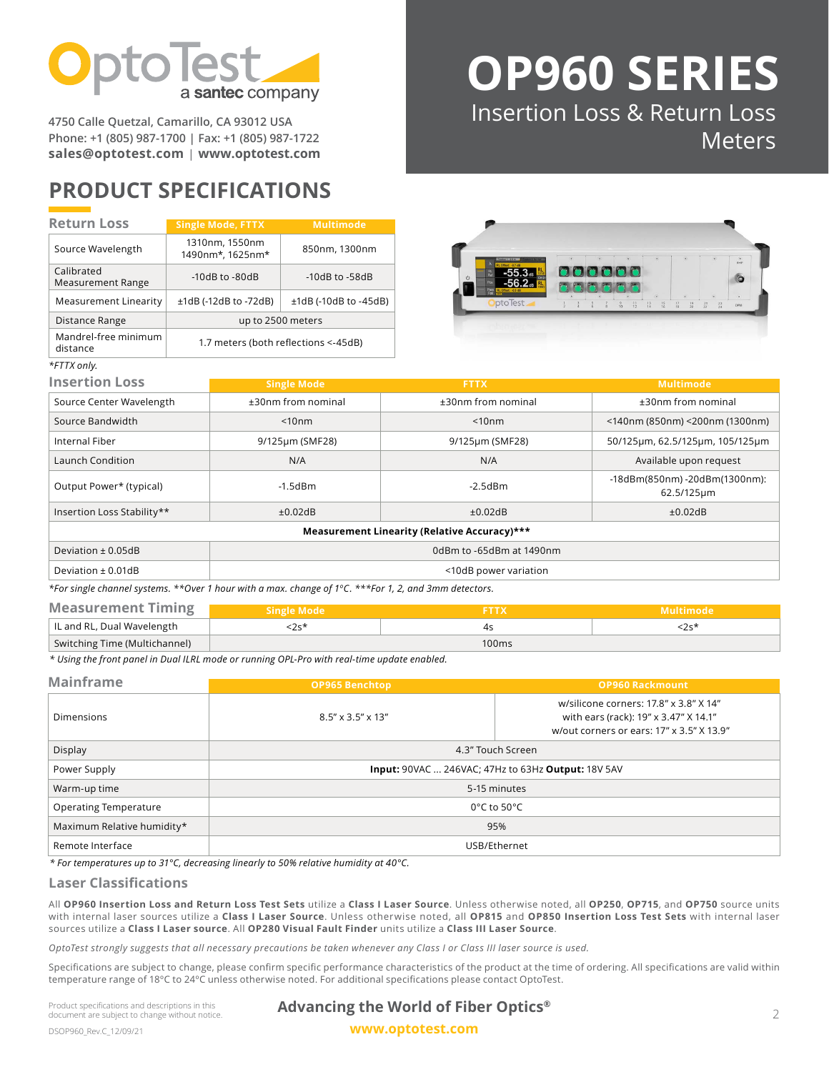OptoTest
a santec company

4750 Calle Quetzal, Camarillo, CA 93012 USA
Phone: +1 (805) 987-1700 | Fax: +1 (805) 987-1722
**sales@optotest.com** | **www.optotest.com**

# OP960 SERIES

Insertion Loss & Return Loss Meters

## PRODUCT SPECIFICATIONS

### Return Loss

| Return Loss | Single Mode, FTTX | Multimode |
|---|---|---|
| Source Wavelength | 1310nm, 1550nm 1490nm*, 1625nm* | 850nm, 1300nm |
| Calibrated Measurement Range | -10dB to -80dB | -10dB to -58dB |
| Measurement Linearity | ±1dB (-12dB to -72dB) | ±1dB (-10dB to -45dB) |
| Distance Range | up to 2500 meters | |
| Mandrel-free minimum distance | 1.7 meters (both reflections <-45dB) | |

*\*FTTX only.*

### Insertion Loss

| Insertion Loss | Single Mode | FTTX | Multimode |
|---|---|---|---|
| Source Center Wavelength | ±30nm from nominal | ±30nm from nominal | ±30nm from nominal |
| Source Bandwidth | <10nm | <10nm | <140nm (850nm) <200nm (1300nm) |
| Internal Fiber | 9/125µm (SMF28) | 9/125µm (SMF28) | 50/125µm, 62.5/125µm, 105/125µm |
| Launch Condition | N/A | N/A | Available upon request |
| Output Power* (typical) | -1.5dBm | -2.5dBm | -18dBm(850nm) -20dBm(1300nm): 62.5/125µm |
| Insertion Loss Stability** | ±0.02dB | ±0.02dB | ±0.02dB |
| **Measurement Linearity (Relative Accuracy)*** ** | | | |
| Deviation ± 0.05dB | 0dBm to -65dBm at 1490nm | | |
| Deviation ± 0.01dB | <10dB power variation | | |

*\*For single channel systems. \*\*Over 1 hour with a max. change of 1°C. \*\*\*For 1, 2, and 3mm detectors.*

### Measurement Timing

| Measurement Timing | Single Mode | FTTX | Multimode |
|---|---|---|---|
| IL and RL, Dual Wavelength | <2s* | 4s | <2s* |
| Switching Time (Multichannel) | 100ms | | |

*\* Using the front panel in Dual ILRL mode or running OPL-Pro with real-time update enabled.*

### Mainframe

| Mainframe | OP965 Benchtop | OP960 Rackmount |
|---|---|---|
| Dimensions | 8.5" x 3.5" x 13" | w/silicone corners: 17.8" x 3.8" X 14" with ears (rack): 19" x 3.47" X 14.1" w/out corners or ears: 17" x 3.5" X 13.9" |
| Display | 4.3" Touch Screen | |
| Power Supply | **Input:** 90VAC ... 246VAC; 47Hz to 63Hz **Output:** 18V 5AV | |
| Warm-up time | 5-15 minutes | |
| Operating Temperature | 0°C to 50°C | |
| Maximum Relative humidity* | 95% | |
| Remote Interface | USB/Ethernet | |

*\* For temperatures up to 31°C, decreasing linearly to 50% relative humidity at 40°C.*

### Laser Classifications

All **OP960 Insertion Loss and Return Loss Test Sets** utilize a **Class I Laser Source**. Unless otherwise noted, all **OP250**, **OP715**, and **OP750** source units with internal laser sources utilize a **Class I Laser Source**. Unless otherwise noted, all **OP815** and **OP850 Insertion Loss Test Sets** with internal laser sources utilize a **Class I Laser source**. All **OP280 Visual Fault Finder** units utilize a **Class III Laser Source**.

*OptoTest strongly suggests that all necessary precautions be taken whenever any Class I or Class III laser source is used.*

Specifications are subject to change, please confirm specific performance characteristics of the product at the time of ordering. All specifications are valid within temperature range of 18°C to 24°C unless otherwise noted. For additional specifications please contact OptoTest.

Product specifications and descriptions in this document are subject to change without notice.

DSOP960_Rev.C_12/09/21

**Advancing the World of Fiber Optics®**

**www.optotest.com**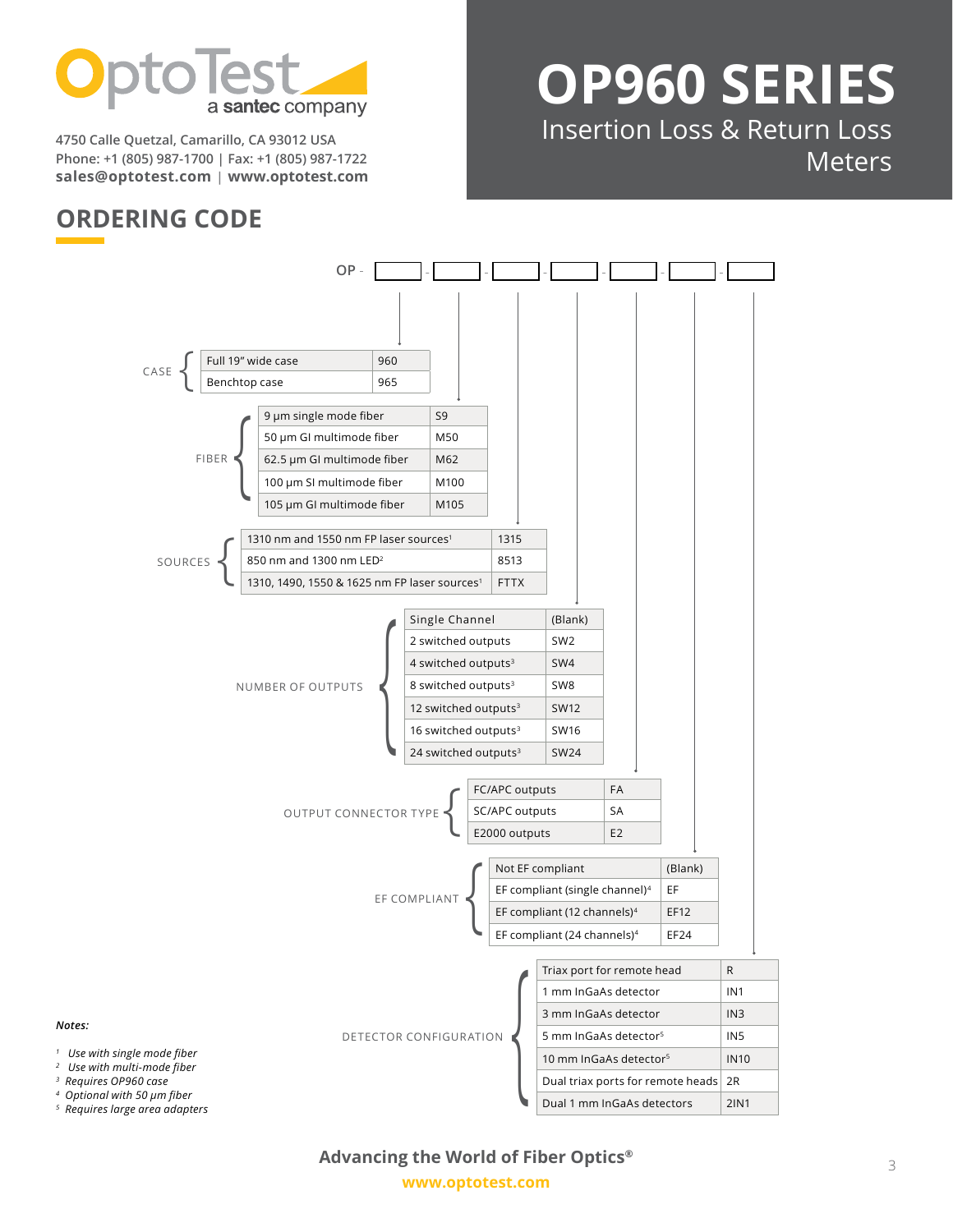# OP960 SERIES

Insertion Loss & Return Loss Meters

OptoTest — a santec company

4750 Calle Quetzal, Camarillo, CA 93012 USA
Phone: +1 (805) 987-1700 | Fax: +1 (805) 987-1722
**sales@optotest.com** | **www.optotest.com**

## ORDERING CODE

OP - [ ] - [ ] - [ ] - [ ] - [ ] - [ ] - [ ]

**CASE**

| | |
|---|---|
| Full 19" wide case | 960 |
| Benchtop case | 965 |

**FIBER**

| | |
|---|---|
| 9 µm single mode fiber | S9 |
| 50 µm GI multimode fiber | M50 |
| 62.5 µm GI multimode fiber | M62 |
| 100 µm SI multimode fiber | M100 |
| 105 µm GI multimode fiber | M105 |

**SOURCES**

| | |
|---|---|
| 1310 nm and 1550 nm FP laser sources[1] | 1315 |
| 850 nm and 1300 nm LED[2] | 8513 |
| 1310, 1490, 1550 & 1625 nm FP laser sources[1] | FTTX |

**NUMBER OF OUTPUTS**

| | |
|---|---|
| Single Channel | (Blank) |
| 2 switched outputs | SW2 |
| 4 switched outputs[3] | SW4 |
| 8 switched outputs[3] | SW8 |
| 12 switched outputs[3] | SW12 |
| 16 switched outputs[3] | SW16 |
| 24 switched outputs[3] | SW24 |

**OUTPUT CONNECTOR TYPE**

| | |
|---|---|
| FC/APC outputs | FA |
| SC/APC outputs | SA |
| E2000 outputs | E2 |

**EF COMPLIANT**

| | |
|---|---|
| Not EF compliant | (Blank) |
| EF compliant (single channel)[4] | EF |
| EF compliant (12 channels)[4] | EF12 |
| EF compliant (24 channels)[4] | EF24 |

**DETECTOR CONFIGURATION**

| | |
|---|---|
| Triax port for remote head | R |
| 1 mm InGaAs detector | IN1 |
| 3 mm InGaAs detector | IN3 |
| 5 mm InGaAs detector[5] | IN5 |
| 10 mm InGaAs detector[5] | IN10 |
| Dual triax ports for remote heads | 2R |
| Dual 1 mm InGaAs detectors | 2IN1 |

***Notes:***

*[1] Use with single mode fiber*
*[2] Use with multi-mode fiber*
*[3] Requires OP960 case*
*[4] Optional with 50 µm fiber*
*[5] Requires large area adapters*

**Advancing the World of Fiber Optics®**

**www.optotest.com**